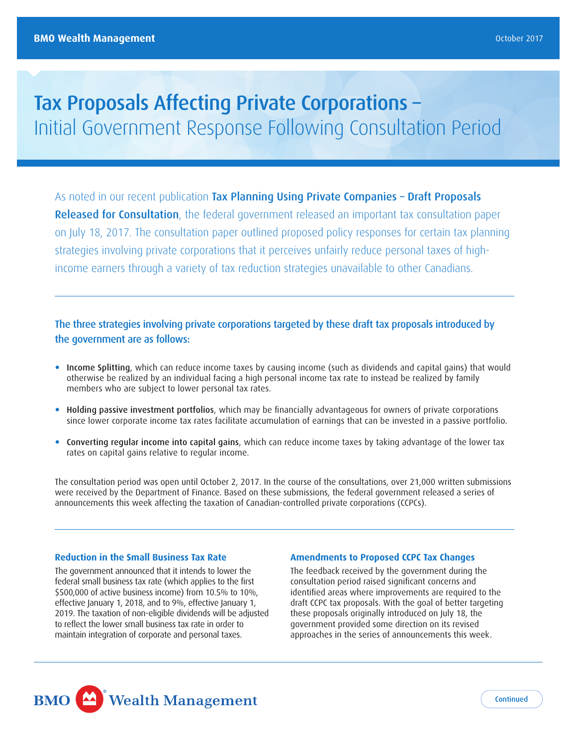# Tax Proposals Affecting Private Corporations – Initial Government Response Following Consultation Period

As noted in our recent publication **Tax Planning Using Private Companies – Draft Proposals Released for Consultation**, the federal government released an important tax consultation paper on July 18, 2017. The consultation paper outlined proposed policy responses for certain tax planning strategies involving private corporations that it perceives unfairly reduce personal taxes of high-income earners through a variety of tax reduction strategies unavailable to other Canadians.

## The three strategies involving private corporations targeted by these draft tax proposals introduced by the government are as follows:

- **Income Splitting**, which can reduce income taxes by causing income (such as dividends and capital gains) that would otherwise be realized by an individual facing a high personal income tax rate to instead be realized by family members who are subject to lower personal tax rates.
- **Holding passive investment portfolios**, which may be financially advantageous for owners of private corporations since lower corporate income tax rates facilitate accumulation of earnings that can be invested in a passive portfolio.
- **Converting regular income into capital gains**, which can reduce income taxes by taking advantage of the lower tax rates on capital gains relative to regular income.

The consultation period was open until October 2, 2017. In the course of the consultations, over 21,000 written submissions were received by the Department of Finance. Based on these submissions, the federal government released a series of announcements this week affecting the taxation of Canadian-controlled private corporations (CCPCs).

### Reduction in the Small Business Tax Rate

The government announced that it intends to lower the federal small business tax rate (which applies to the first $500,000 of active business income) from 10.5% to 10%, effective January 1, 2018, and to 9%, effective January 1, 2019. The taxation of non-eligible dividends will be adjusted to reflect the lower small business tax rate in order to maintain integration of corporate and personal taxes.

### Amendments to Proposed CCPC Tax Changes

The feedback received by the government during the consultation period raised significant concerns and identified areas where improvements are required to the draft CCPC tax proposals. With the goal of better targeting these proposals originally introduced on July 18, the government provided some direction on its revised approaches in the series of announcements this week.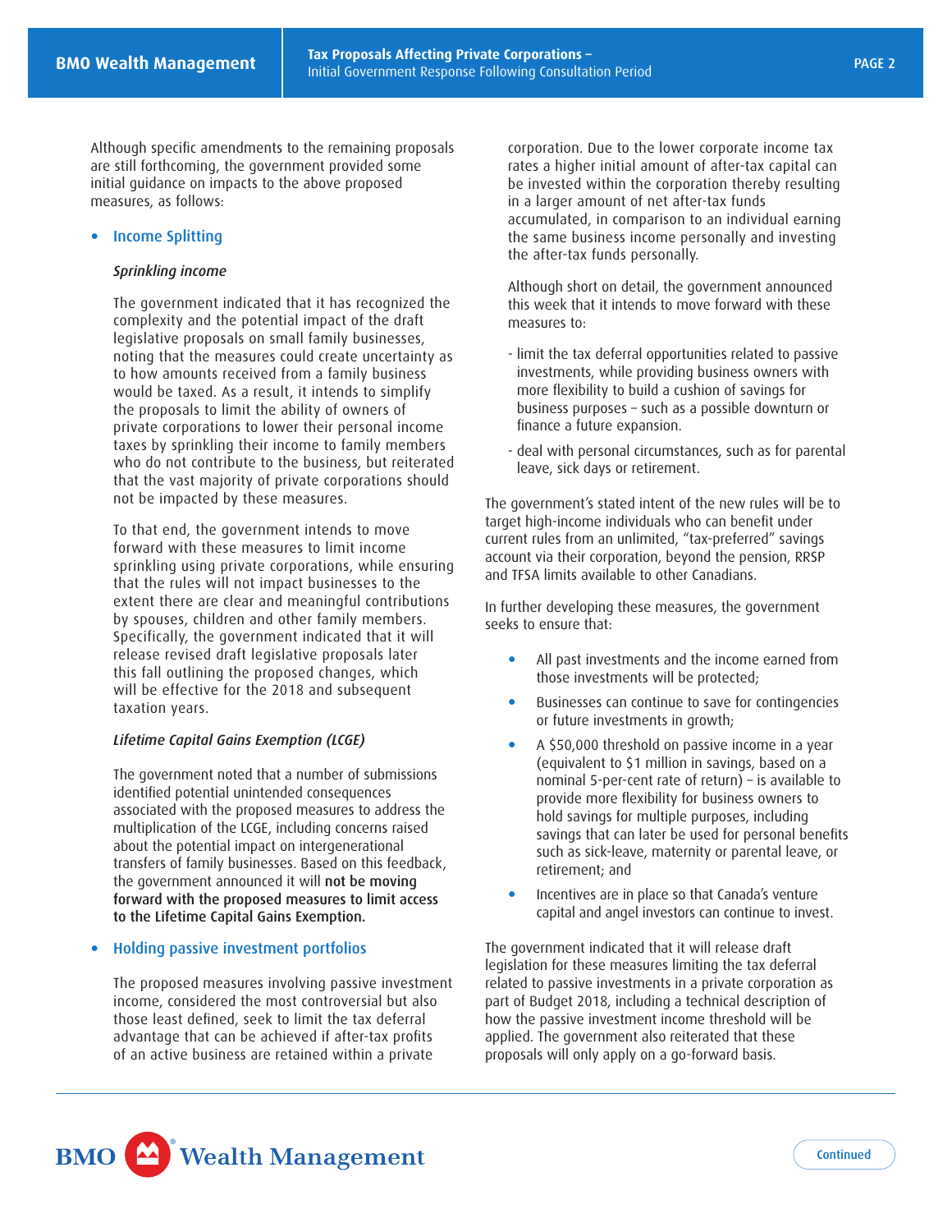Although specific amendments to the remaining proposals are still forthcoming, the government provided some initial guidance on impacts to the above proposed measures, as follows:

- **Income Splitting**

  *Sprinkling income*

  The government indicated that it has recognized the complexity and the potential impact of the draft legislative proposals on small family businesses, noting that the measures could create uncertainty as to how amounts received from a family business would be taxed. As a result, it intends to simplify the proposals to limit the ability of owners of private corporations to lower their personal income taxes by sprinkling their income to family members who do not contribute to the business, but reiterated that the vast majority of private corporations should not be impacted by these measures.

  To that end, the government intends to move forward with these measures to limit income sprinkling using private corporations, while ensuring that the rules will not impact businesses to the extent there are clear and meaningful contributions by spouses, children and other family members. Specifically, the government indicated that it will release revised draft legislative proposals later this fall outlining the proposed changes, which will be effective for the 2018 and subsequent taxation years.

  *Lifetime Capital Gains Exemption (LCGE)*

  The government noted that a number of submissions identified potential unintended consequences associated with the proposed measures to address the multiplication of the LCGE, including concerns raised about the potential impact on intergenerational transfers of family businesses. Based on this feedback, the government announced it will **not be moving forward with the proposed measures to limit access to the Lifetime Capital Gains Exemption.**

- **Holding passive investment portfolios**

  The proposed measures involving passive investment income, considered the most controversial but also those least defined, seek to limit the tax deferral advantage that can be achieved if after-tax profits of an active business are retained within a private corporation. Due to the lower corporate income tax rates a higher initial amount of after-tax capital can be invested within the corporation thereby resulting in a larger amount of net after-tax funds accumulated, in comparison to an individual earning the same business income personally and investing the after-tax funds personally.

  Although short on detail, the government announced this week that it intends to move forward with these measures to:

  - limit the tax deferral opportunities related to passive investments, while providing business owners with more flexibility to build a cushion of savings for business purposes – such as a possible downturn or finance a future expansion.
  - deal with personal circumstances, such as for parental leave, sick days or retirement.

The government's stated intent of the new rules will be to target high-income individuals who can benefit under current rules from an unlimited, "tax-preferred" savings account via their corporation, beyond the pension, RRSP and TFSA limits available to other Canadians.

In further developing these measures, the government seeks to ensure that:

- All past investments and the income earned from those investments will be protected;
- Businesses can continue to save for contingencies or future investments in growth;
- A $50,000 threshold on passive income in a year (equivalent to $1 million in savings, based on a nominal 5-per-cent rate of return) – is available to provide more flexibility for business owners to hold savings for multiple purposes, including savings that can later be used for personal benefits such as sick-leave, maternity or parental leave, or retirement; and
- Incentives are in place so that Canada's venture capital and angel investors can continue to invest.

The government indicated that it will release draft legislation for these measures limiting the tax deferral related to passive investments in a private corporation as part of Budget 2018, including a technical description of how the passive investment income threshold will be applied. The government also reiterated that these proposals will only apply on a go-forward basis.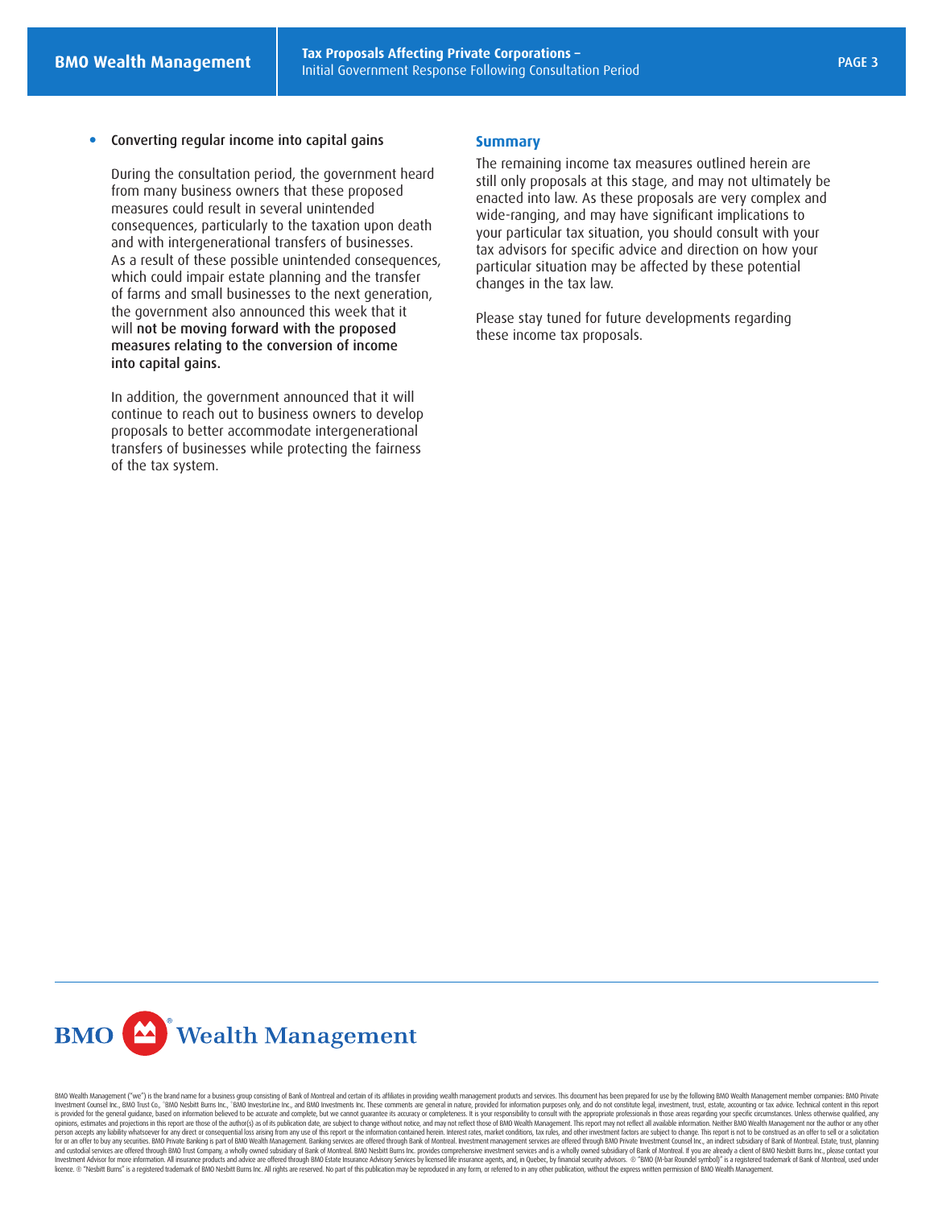- Converting regular income into capital gains

  During the consultation period, the government heard from many business owners that these proposed measures could result in several unintended consequences, particularly to the taxation upon death and with intergenerational transfers of businesses. As a result of these possible unintended consequences, which could impair estate planning and the transfer of farms and small businesses to the next generation, the government also announced this week that it will **not be moving forward with the proposed measures relating to the conversion of income into capital gains.**

  In addition, the government announced that it will continue to reach out to business owners to develop proposals to better accommodate intergenerational transfers of businesses while protecting the fairness of the tax system.

## Summary

The remaining income tax measures outlined herein are still only proposals at this stage, and may not ultimately be enacted into law. As these proposals are very complex and wide-ranging, and may have significant implications to your particular tax situation, you should consult with your tax advisors for specific advice and direction on how your particular situation may be affected by these potential changes in the tax law.

Please stay tuned for future developments regarding these income tax proposals.

BMO Wealth Management

BMO Wealth Management ("we") is the brand name for a business group consisting of Bank of Montreal and certain of its affiliates in providing wealth management products and services. This document has been prepared for use by the following BMO Wealth Management member companies: BMO Private Investment Counsel Inc., BMO Trust Co., ¹BMO Nesbitt Burns Inc., ¹BMO InvestorLine Inc., and BMO Investments Inc. These comments are general in nature, provided for information purposes only, and do not constitute legal, investment, trust, estate, accounting or tax advice. Technical content in this report is provided for the general guidance, based on information believed to be accurate and complete, but we cannot guarantee its accuracy or completeness. It is your responsibility to consult with the appropriate professionals in those areas regarding your specific circumstances. Unless otherwise qualified, any opinions, estimates and projections in this report are those of the author(s) as of its publication date, are subject to change without notice, and may not reflect those of BMO Wealth Management. This report may not reflect all available information. Neither BMO Wealth Management nor the author or any other person accepts any liability whatsoever for any direct or consequential loss arising from any use of this report or the information contained herein. Interest rates, market conditions, tax rules, and other investment factors are subject to change. This report is not to be construed as an offer to sell or a solicitation for or an offer to buy any securities. BMO Private Banking is part of BMO Wealth Management. Banking services are offered through Bank of Montreal. Investment management services are offered through BMO Private Investment Counsel Inc., an indirect subsidiary of Bank of Montreal. Estate, trust, planning and custodial services are offered through BMO Trust Company, a wholly owned subsidiary of Bank of Montreal. BMO Nesbitt Burns Inc. provides comprehensive investment services and is a wholly owned subsidiary of Bank of Montreal. If you are already a client of BMO Nesbitt Burns Inc., please contact your Investment Advisor for more information. All insurance products and advice are offered through BMO Estate Insurance Advisory Services by licensed life insurance agents, and, in Quebec, by financial security advisors. ® "BMO (M-bar Roundel symbol)" is a registered trademark of Bank of Montreal, used under licence. ® "Nesbitt Burns" is a registered trademark of BMO Nesbitt Burns Inc. All rights are reserved. No part of this publication may be reproduced in any form, or referred to in any other publication, without the express written permission of BMO Wealth Management.